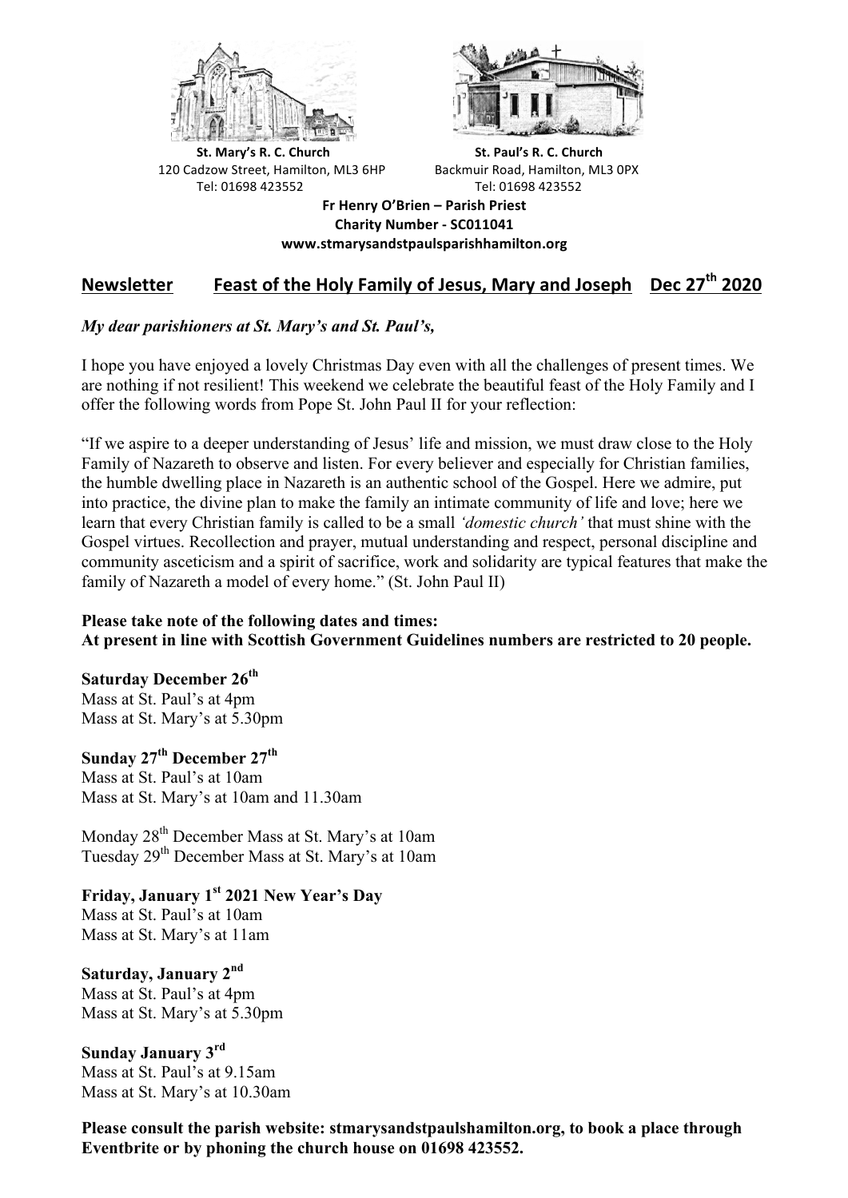**St. Mary's R. C. Church**
120 Cadzow Street, Hamilton, ML3 6HP
Tel: 01698 423552

**St. Paul's R. C. Church**
Backmuir Road, Hamilton, ML3 0PX
Tel: 01698 423552

**Fr Henry O'Brien – Parish Priest**
**Charity Number - SC011041**
**www.stmarysandstpaulsparishhamilton.org**

## Newsletter Feast of the Holy Family of Jesus, Mary and Joseph Dec 27th 2020

***My dear parishioners at St. Mary's and St. Paul's,***

I hope you have enjoyed a lovely Christmas Day even with all the challenges of present times. We are nothing if not resilient! This weekend we celebrate the beautiful feast of the Holy Family and I offer the following words from Pope St. John Paul II for your reflection:

"If we aspire to a deeper understanding of Jesus' life and mission, we must draw close to the Holy Family of Nazareth to observe and listen. For every believer and especially for Christian families, the humble dwelling place in Nazareth is an authentic school of the Gospel. Here we admire, put into practice, the divine plan to make the family an intimate community of life and love; here we learn that every Christian family is called to be a small *'domestic church'* that must shine with the Gospel virtues. Recollection and prayer, mutual understanding and respect, personal discipline and community asceticism and a spirit of sacrifice, work and solidarity are typical features that make the family of Nazareth a model of every home." (St. John Paul II)

**Please take note of the following dates and times:**
**At present in line with Scottish Government Guidelines numbers are restricted to 20 people.**

**Saturday December 26th**
Mass at St. Paul's at 4pm
Mass at St. Mary's at 5.30pm

**Sunday 27th December 27th**
Mass at St. Paul's at 10am
Mass at St. Mary's at 10am and 11.30am

Monday 28th December Mass at St. Mary's at 10am
Tuesday 29th December Mass at St. Mary's at 10am

**Friday, January 1st 2021 New Year's Day**
Mass at St. Paul's at 10am
Mass at St. Mary's at 11am

**Saturday, January 2nd**
Mass at St. Paul's at 4pm
Mass at St. Mary's at 5.30pm

**Sunday January 3rd**
Mass at St. Paul's at 9.15am
Mass at St. Mary's at 10.30am

**Please consult the parish website: stmarysandstpaulshamilton.org, to book a place through Eventbrite or by phoning the church house on 01698 423552.**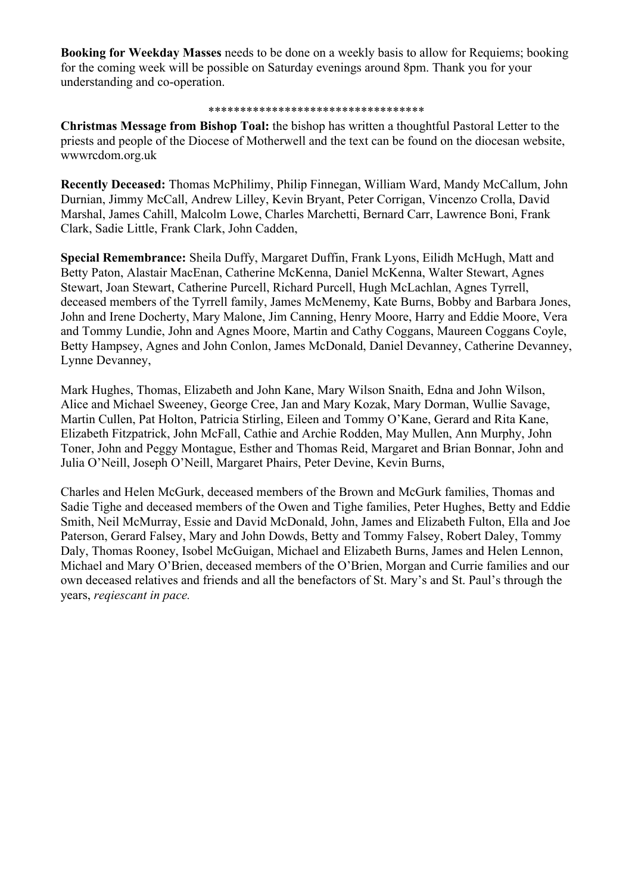**Booking for Weekday Masses** needs to be done on a weekly basis to allow for Requiems; booking for the coming week will be possible on Saturday evenings around 8pm. Thank you for your understanding and co-operation.

**********************************

**Christmas Message from Bishop Toal:** the bishop has written a thoughtful Pastoral Letter to the priests and people of the Diocese of Motherwell and the text can be found on the diocesan website, wwwrcdom.org.uk

**Recently Deceased:** Thomas McPhilimy, Philip Finnegan, William Ward, Mandy McCallum, John Durnian, Jimmy McCall, Andrew Lilley, Kevin Bryant, Peter Corrigan, Vincenzo Crolla, David Marshal, James Cahill, Malcolm Lowe, Charles Marchetti, Bernard Carr, Lawrence Boni, Frank Clark, Sadie Little, Frank Clark, John Cadden,

**Special Remembrance:** Sheila Duffy, Margaret Duffin, Frank Lyons, Eilidh McHugh, Matt and Betty Paton, Alastair MacEnan, Catherine McKenna, Daniel McKenna, Walter Stewart, Agnes Stewart, Joan Stewart, Catherine Purcell, Richard Purcell, Hugh McLachlan, Agnes Tyrrell, deceased members of the Tyrrell family, James McMenemy, Kate Burns, Bobby and Barbara Jones, John and Irene Docherty, Mary Malone, Jim Canning, Henry Moore, Harry and Eddie Moore, Vera and Tommy Lundie, John and Agnes Moore, Martin and Cathy Coggans, Maureen Coggans Coyle, Betty Hampsey, Agnes and John Conlon, James McDonald, Daniel Devanney, Catherine Devanney, Lynne Devanney,

Mark Hughes, Thomas, Elizabeth and John Kane, Mary Wilson Snaith, Edna and John Wilson, Alice and Michael Sweeney, George Cree, Jan and Mary Kozak, Mary Dorman, Wullie Savage, Martin Cullen, Pat Holton, Patricia Stirling, Eileen and Tommy O'Kane, Gerard and Rita Kane, Elizabeth Fitzpatrick, John McFall, Cathie and Archie Rodden, May Mullen, Ann Murphy, John Toner, John and Peggy Montague, Esther and Thomas Reid, Margaret and Brian Bonnar, John and Julia O'Neill, Joseph O'Neill, Margaret Phairs, Peter Devine, Kevin Burns,

Charles and Helen McGurk, deceased members of the Brown and McGurk families, Thomas and Sadie Tighe and deceased members of the Owen and Tighe families, Peter Hughes, Betty and Eddie Smith, Neil McMurray, Essie and David McDonald, John, James and Elizabeth Fulton, Ella and Joe Paterson, Gerard Falsey, Mary and John Dowds, Betty and Tommy Falsey, Robert Daley, Tommy Daly, Thomas Rooney, Isobel McGuigan, Michael and Elizabeth Burns, James and Helen Lennon, Michael and Mary O'Brien, deceased members of the O'Brien, Morgan and Currie families and our own deceased relatives and friends and all the benefactors of St. Mary's and St. Paul's through the years, *reqiescant in pace.*